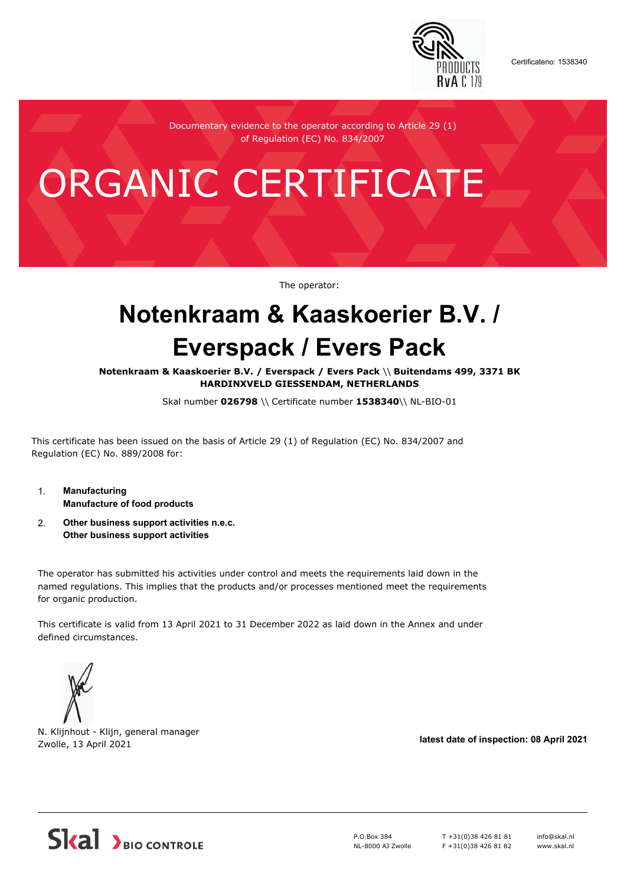Certificateno: 1538340

Documentary evidence to the operator according to Article 29 (1) of Regulation (EC) No. 834/2007

# ORGANIC CERTIFICATE

The operator:

## Notenkraam & Kaaskoerier B.V. / Everspack / Evers Pack

**Notenkraam & Kaaskoerier B.V. / Everspack / Evers Pack \\ Buitendams 499, 3371 BK HARDINXVELD GIESSENDAM, NETHERLANDS**

Skal number **026798** \\ Certificate number **1538340**\\ NL-BIO-01

This certificate has been issued on the basis of Article 29 (1) of Regulation (EC) No. 834/2007 and Regulation (EC) No. 889/2008 for:

1. **Manufacturing**
   **Manufacture of food products**
2. **Other business support activities n.e.c.**
   **Other business support activities**

The operator has submitted his activities under control and meets the requirements laid down in the named regulations. This implies that the products and/or processes mentioned meet the requirements for organic production.

This certificate is valid from 13 April 2021 to 31 December 2022 as laid down in the Annex and under defined circumstances.

N. Klijnhout - Klijn, general manager
Zwolle, 13 April 2021

**latest date of inspection: 08 April 2021**

Skal BIO CONTROLE

P.O.Box 384
NL-8000 AJ Zwolle

T +31(0)38 426 81 81
F +31(0)38 426 81 82

info@skal.nl
www.skal.nl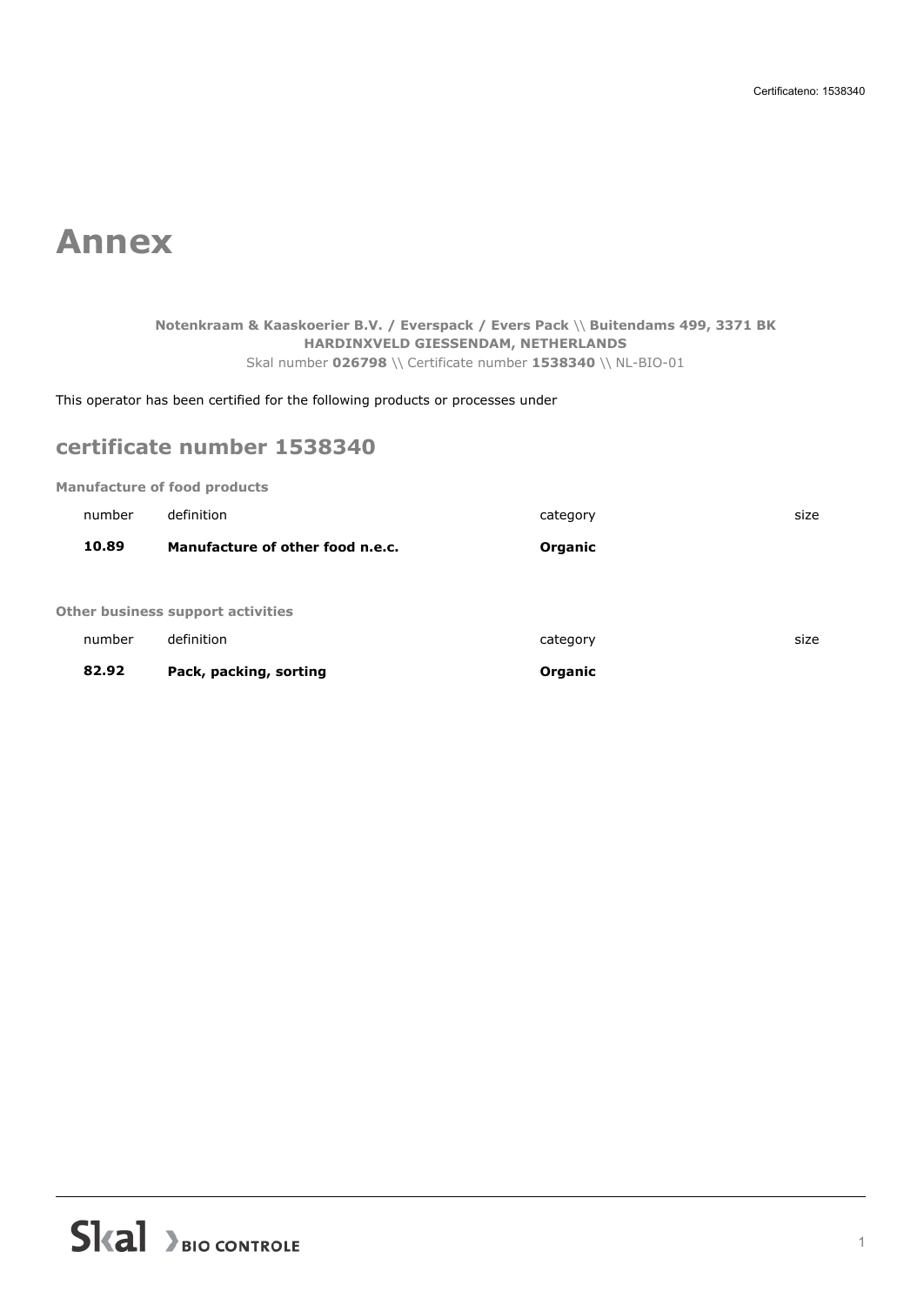# Annex

**Notenkraam & Kaaskoerier B.V. / Everspack / Evers Pack \\ Buitendams 499, 3371 BK HARDINXVELD GIESSENDAM, NETHERLANDS**
Skal number **026798** \\ Certificate number **1538340** \\ NL-BIO-01

This operator has been certified for the following products or processes under

## certificate number 1538340

**Manufacture of food products**

| number | definition | category | size |
| --- | --- | --- | --- |
| **10.89** | **Manufacture of other food n.e.c.** | **Organic** | |

**Other business support activities**

| number | definition | category | size |
| --- | --- | --- | --- |
| **82.92** | **Pack, packing, sorting** | **Organic** | |